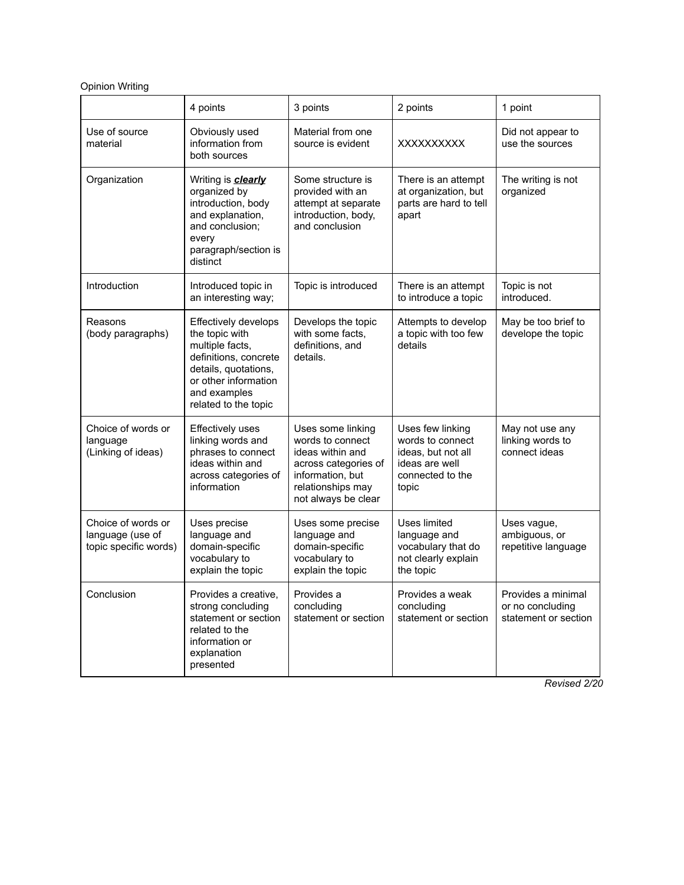Opinion Writing

| | 4 points | 3 points | 2 points | 1 point |
| --- | --- | --- | --- | --- |
| Use of source material | Obviously used information from both sources | Material from one source is evident | XXXXXXXXXX | Did not appear to use the sources |
| Organization | Writing is ***clearly*** organized by introduction, body and explanation, and conclusion; every paragraph/section is distinct | Some structure is provided with an attempt at separate introduction, body, and conclusion | There is an attempt at organization, but parts are hard to tell apart | The writing is not organized |
| Introduction | Introduced topic in an interesting way; | Topic is introduced | There is an attempt to introduce a topic | Topic is not introduced. |
| Reasons (body paragraphs) | Effectively develops the topic with multiple facts, definitions, concrete details, quotations, or other information and examples related to the topic | Develops the topic with some facts, definitions, and details. | Attempts to develop a topic with too few details | May be too brief to develope the topic |
| Choice of words or language (Linking of ideas) | Effectively uses linking words and phrases to connect ideas within and across categories of information | Uses some linking words to connect ideas within and across categories of information, but relationships may not always be clear | Uses few linking words to connect ideas, but not all ideas are well connected to the topic | May not use any linking words to connect ideas |
| Choice of words or language (use of topic specific words) | Uses precise language and domain-specific vocabulary to explain the topic | Uses some precise language and domain-specific vocabulary to explain the topic | Uses limited language and vocabulary that do not clearly explain the topic | Uses vague, ambiguous, or repetitive language |
| Conclusion | Provides a creative, strong concluding statement or section related to the information or explanation presented | Provides a concluding statement or section | Provides a weak concluding statement or section | Provides a minimal or no concluding statement or section |

*Revised 2/20*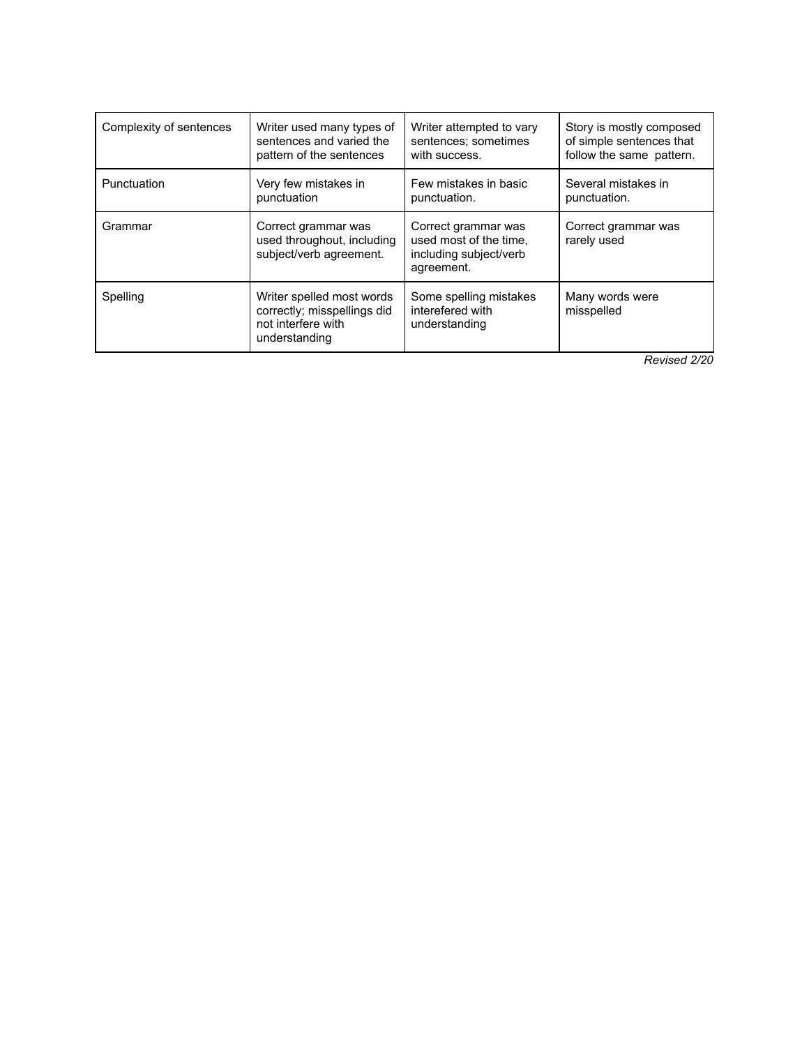| | | | |
|---|---|---|---|
| Complexity of sentences | Writer used many types of sentences and varied the pattern of the sentences | Writer attempted to vary sentences; sometimes with success. | Story is mostly composed of simple sentences that follow the same pattern. |
| Punctuation | Very few mistakes in punctuation | Few mistakes in basic punctuation. | Several mistakes in punctuation. |
| Grammar | Correct grammar was used throughout, including subject/verb agreement. | Correct grammar was used most of the time, including subject/verb agreement. | Correct grammar was rarely used |
| Spelling | Writer spelled most words correctly; misspellings did not interfere with understanding | Some spelling mistakes interefered with understanding | Many words were misspelled |

*Revised 2/20*